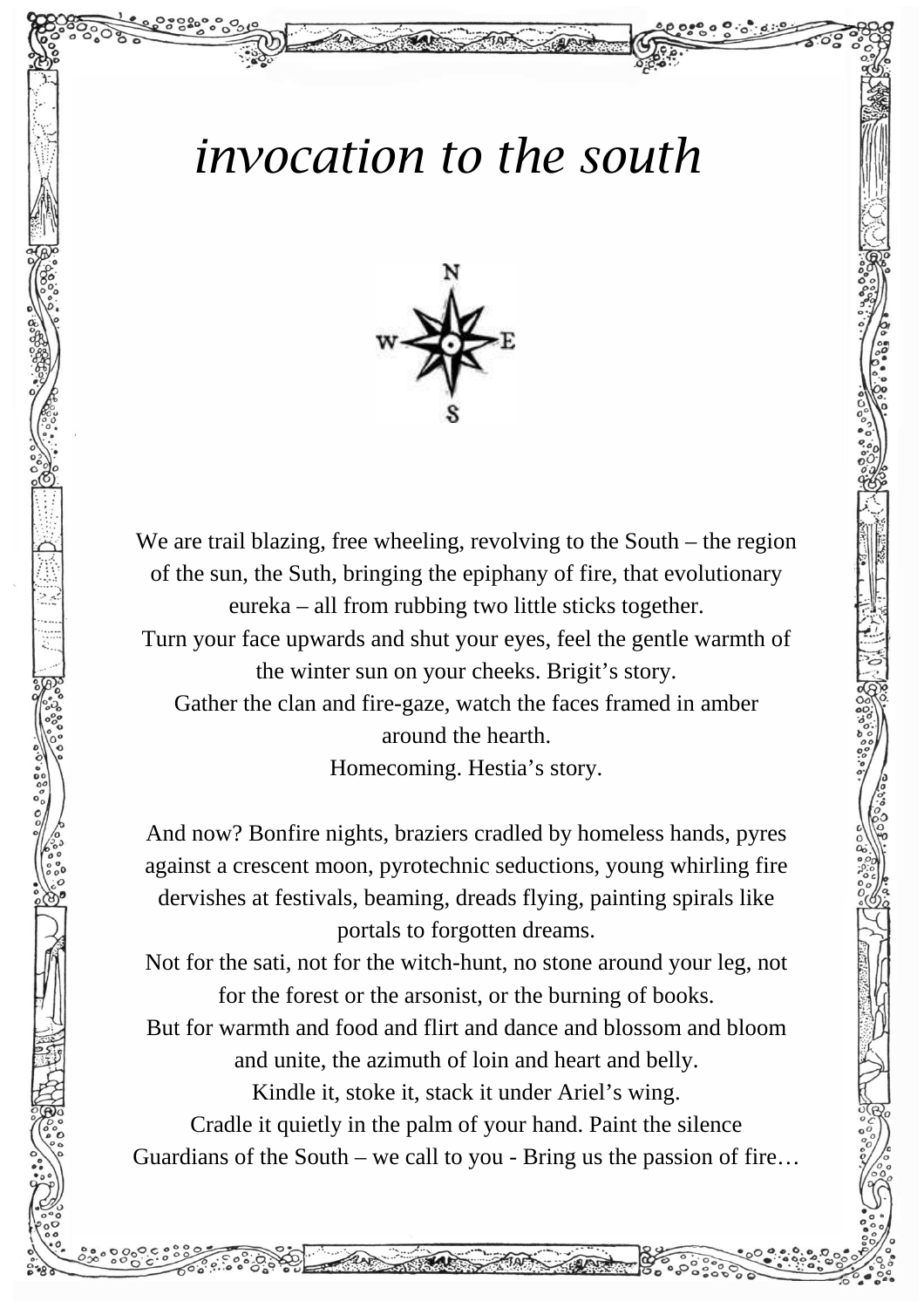# *invocation to the south*

We are trail blazing, free wheeling, revolving to the South – the region of the sun, the Suth, bringing the epiphany of fire, that evolutionary eureka – all from rubbing two little sticks together.
Turn your face upwards and shut your eyes, feel the gentle warmth of the winter sun on your cheeks. Brigit's story.
Gather the clan and fire-gaze, watch the faces framed in amber around the hearth.
Homecoming. Hestia's story.

And now? Bonfire nights, braziers cradled by homeless hands, pyres against a crescent moon, pyrotechnic seductions, young whirling fire dervishes at festivals, beaming, dreads flying, painting spirals like portals to forgotten dreams.
Not for the sati, not for the witch-hunt, no stone around your leg, not for the forest or the arsonist, or the burning of books.
But for warmth and food and flirt and dance and blossom and bloom and unite, the azimuth of loin and heart and belly.
Kindle it, stoke it, stack it under Ariel's wing.
Cradle it quietly in the palm of your hand. Paint the silence
Guardians of the South – we call to you - Bring us the passion of fire…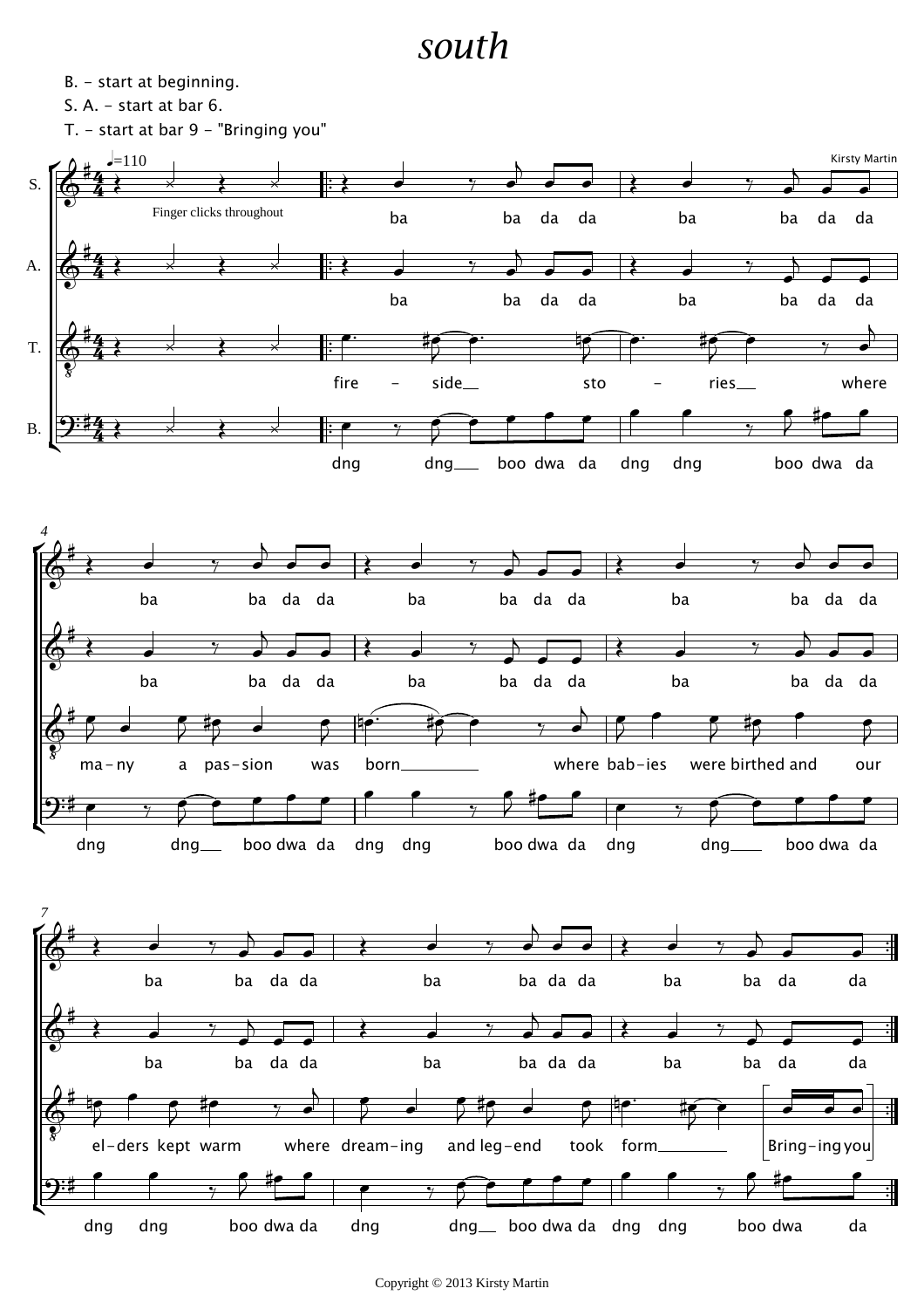# south

B. - start at beginning.

S. A. - start at bar 6.

T. - start at bar 9 - "Bringing you"

Kirsty Martin

♩=110

Finger clicks throughout

S.: ba ba da da ba ba da da ba ba da da ba ba da da ba ba da da ba ba da da ba ba da da ba ba da da

A.: ba ba da da ba ba da da ba ba da da ba ba da da ba ba da da ba ba da da ba ba da da ba ba da da

T.: fire - side sto - ries where ma-ny a pas-sion was born where bab-ies were birthed and our el-ders kept warm where dream-ing and leg-end took form Bring-ing you

B.: dng dng boo dwa da dng dng boo dwa da dng dng boo dwa da dng dng boo dwa da dng dng boo dwa da dng dng boo dwa da dng dng boo dwa da dng dng boo dwa da

Copyright © 2013 Kirsty Martin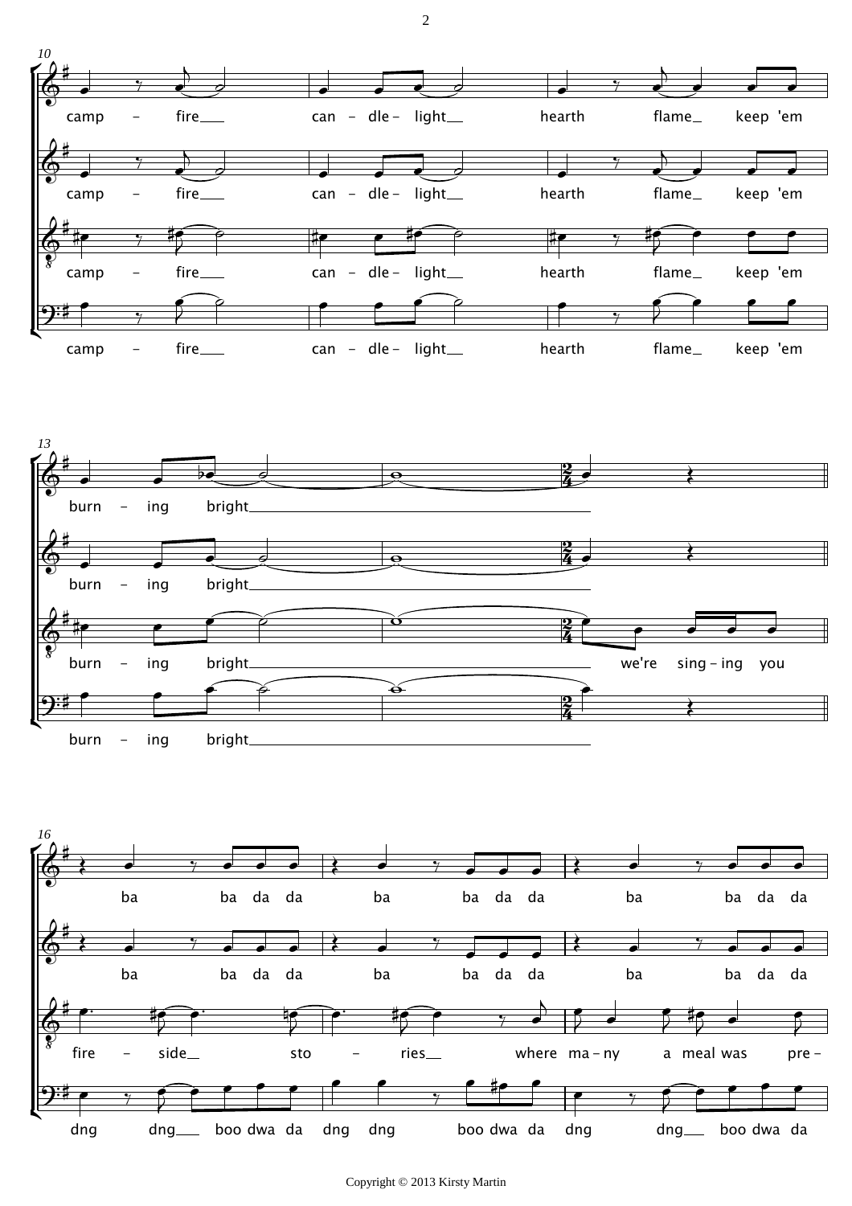10

camp – fire can – dle – light hearth flame keep 'em

camp – fire can – dle – light hearth flame keep 'em

camp – fire can – dle – light hearth flame keep 'em

camp – fire can – dle – light hearth flame keep 'em

13

burn – ing bright

burn – ing bright

burn – ing bright we're sing – ing you

burn – ing bright

16

ba ba da da ba ba da da ba ba da da

ba ba da da ba ba da da ba ba da da

fire – side sto – ries where ma – ny a meal was pre –

dng dng boo dwa da dng dng boo dwa da dng dng boo dwa da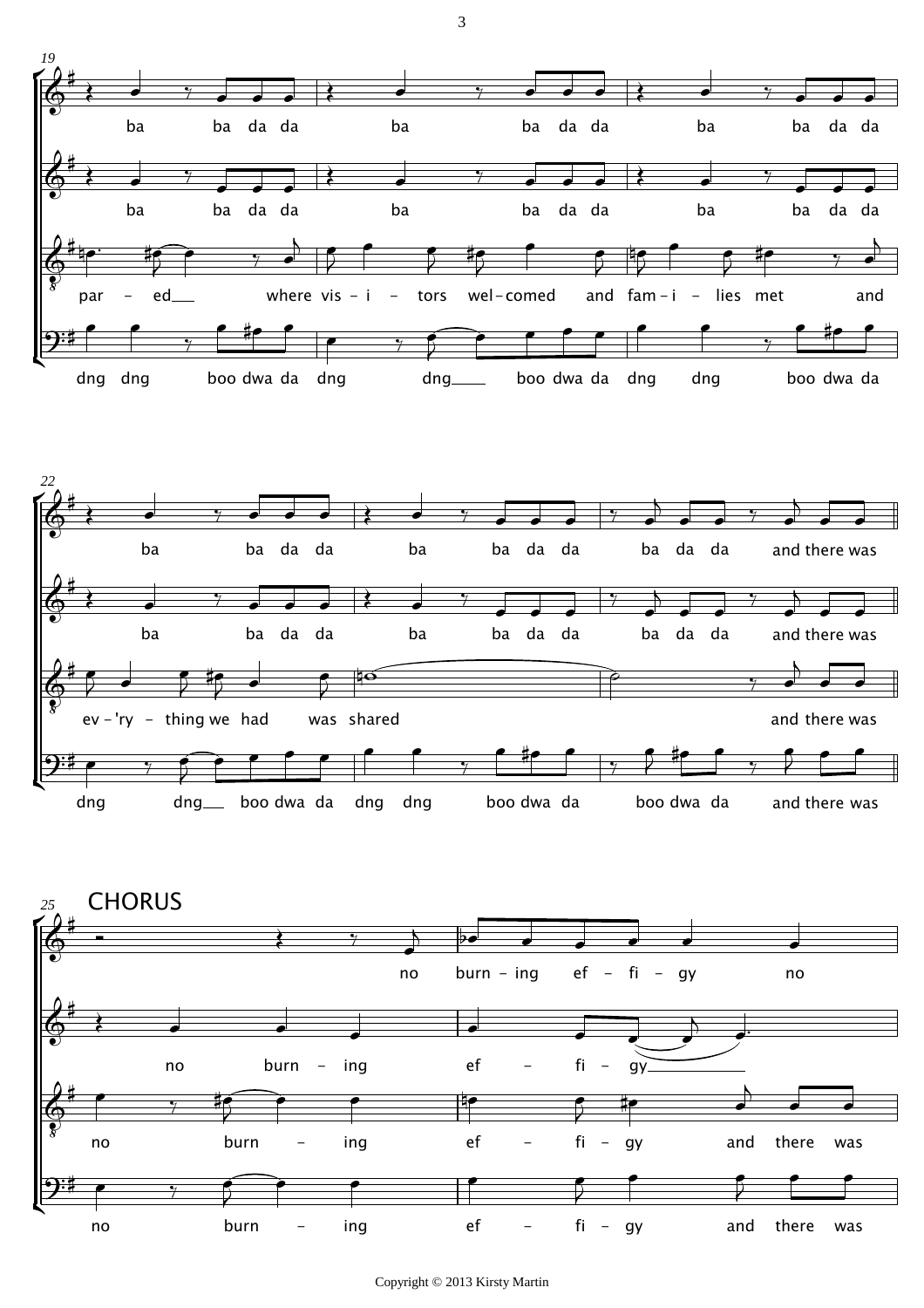CHORUS

Copyright © 2013 Kirsty Martin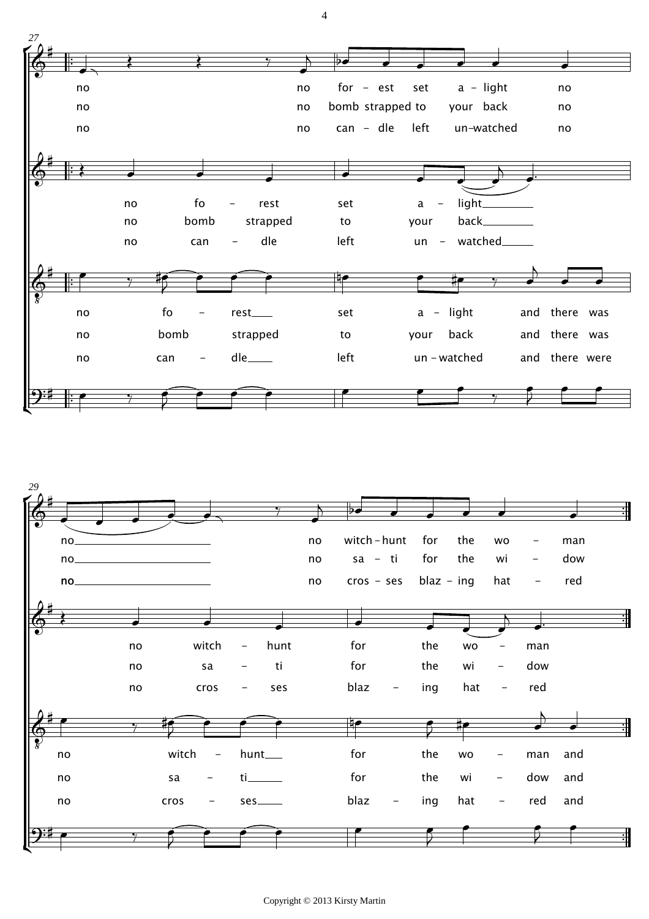27

no no for - est set a - light no
no no bomb strapped to your back no
no no can - dle left un-watched no

no fo - rest set a - light
no bomb strapped to your back
no can - dle left un - watched

no fo - rest set a - light and there was
no bomb strapped to your back and there was
no can - dle left un - watched and there were

29

no no witch - hunt for the wo - man
no no sa - ti for the wi - dow
no no cros - ses blaz - ing hat - red

no witch - hunt for the wo - man
no sa - ti for the wi - dow
no cros - ses blaz - ing hat - red

no witch - hunt for the wo - man and
no sa - ti for the wi - dow and
no cros - ses blaz - ing hat - red and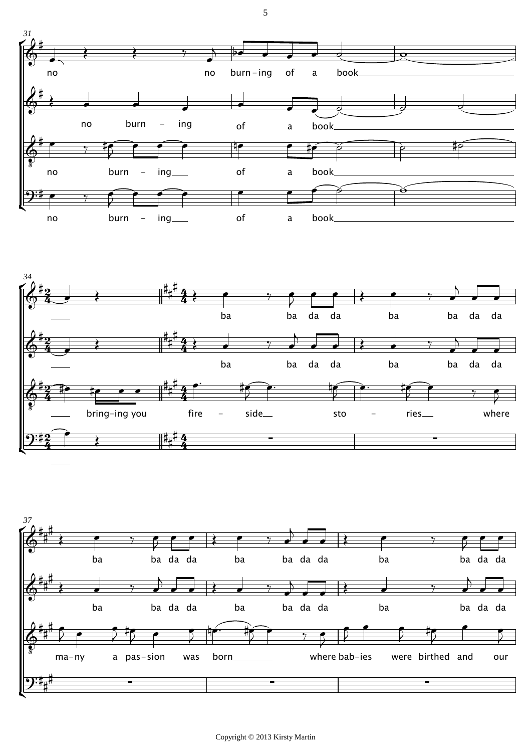31

no no burn-ing of a book

no burn - ing of a book

no burn - ing of a book

no burn - ing of a book

34

ba ba da da ba ba da da

ba ba da da ba ba da da

bring-ing you fire - side sto - ries where

37

ba ba da da ba ba da da ba ba da da

ba ba da da ba ba da da ba ba da da

ma-ny a pas-sion was born where bab-ies were birthed and our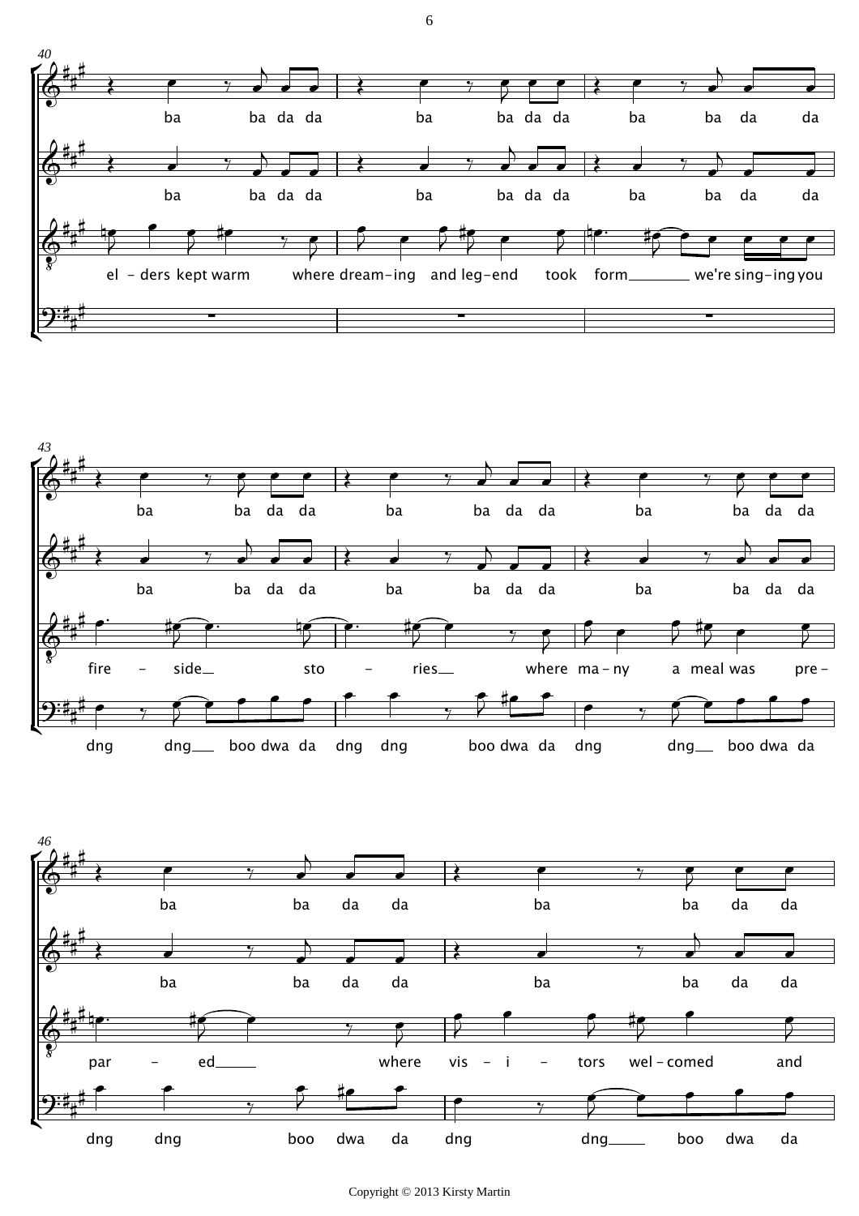40

ba ba da da ba ba da da ba ba da da

ba ba da da ba ba da da ba ba da da

el - ders kept warm where dream-ing and leg-end took form we're sing-ing you

43

ba ba da da ba ba da da ba ba da da

ba ba da da ba ba da da ba ba da da

fire - side sto - ries where ma-ny a meal was pre -

dng dng boo dwa da dng dng boo dwa da dng dng boo dwa da

46

ba ba da da ba ba da da

ba ba da da ba ba da da

par - ed where vis - i - tors wel-comed and

dng dng boo dwa da dng dng boo dwa da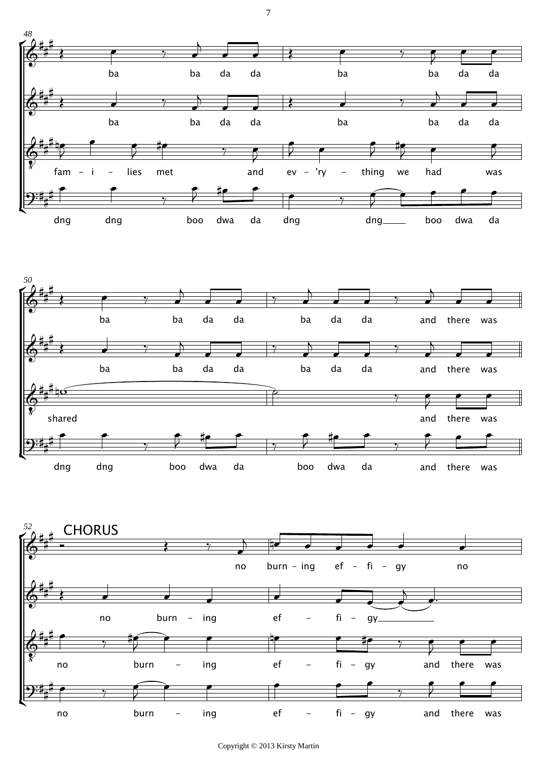48

ba ba da da ba ba da da

ba ba da da ba ba da da

fam - i - lies met and ev - 'ry - thing we had was

dng dng boo dwa da dng dng boo dwa da

50

ba ba da da ba da da and there was

ba ba da da ba da da and there was

shared and there was

dng dng boo dwa da boo dwa da and there was

52

CHORUS

no burn - ing ef - fi - gy no

no burn - ing ef - fi - gy

no burn - ing ef - fi - gy and there was

no burn - ing ef - fi - gy and there was

Copyright © 2013 Kirsty Martin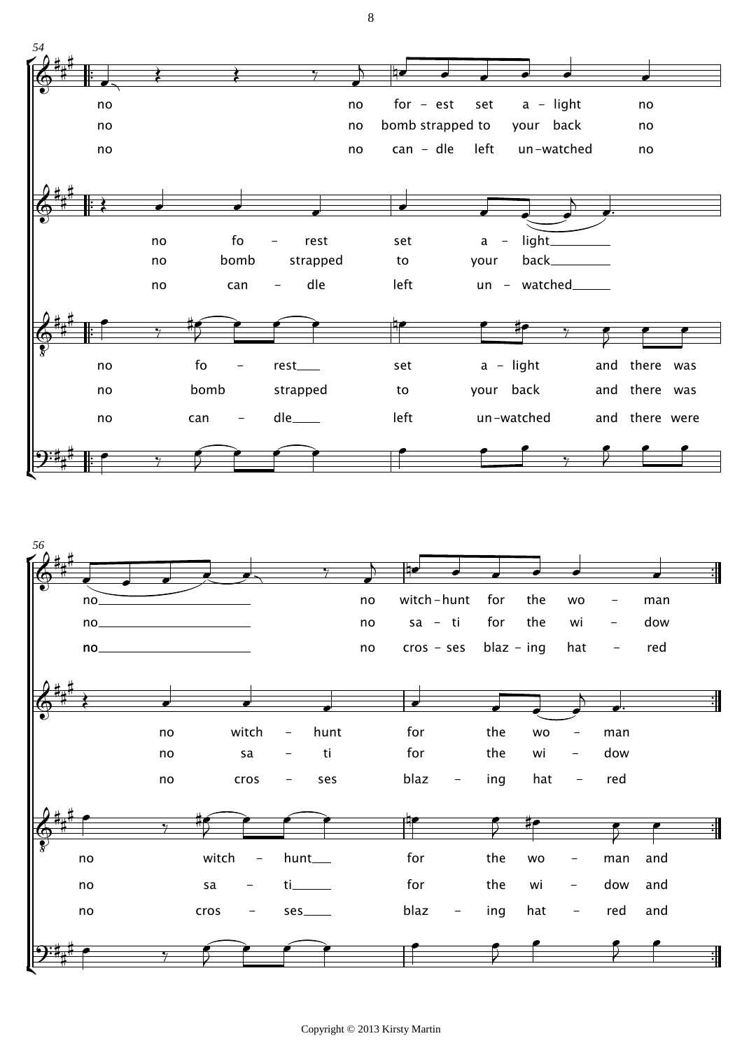54

no no for - est set a - light no
no no bomb strapped to your back no
no no can - dle left un-watched no

no fo - rest set a - light
no bomb strapped to your back
no can - dle left un - watched

no fo - rest set a - light and there was
no bomb strapped to your back and there was
no can - dle left un-watched and there were

56

no no witch-hunt for the wo - man
no no sa - ti for the wi - dow
no no cros - ses blaz - ing hat - red

no witch - hunt for the wo - man
no sa - ti for the wi - dow
no cros - ses blaz - ing hat - red

no witch - hunt for the wo - man and
no sa - ti for the wi - dow and
no cros - ses blaz - ing hat - red and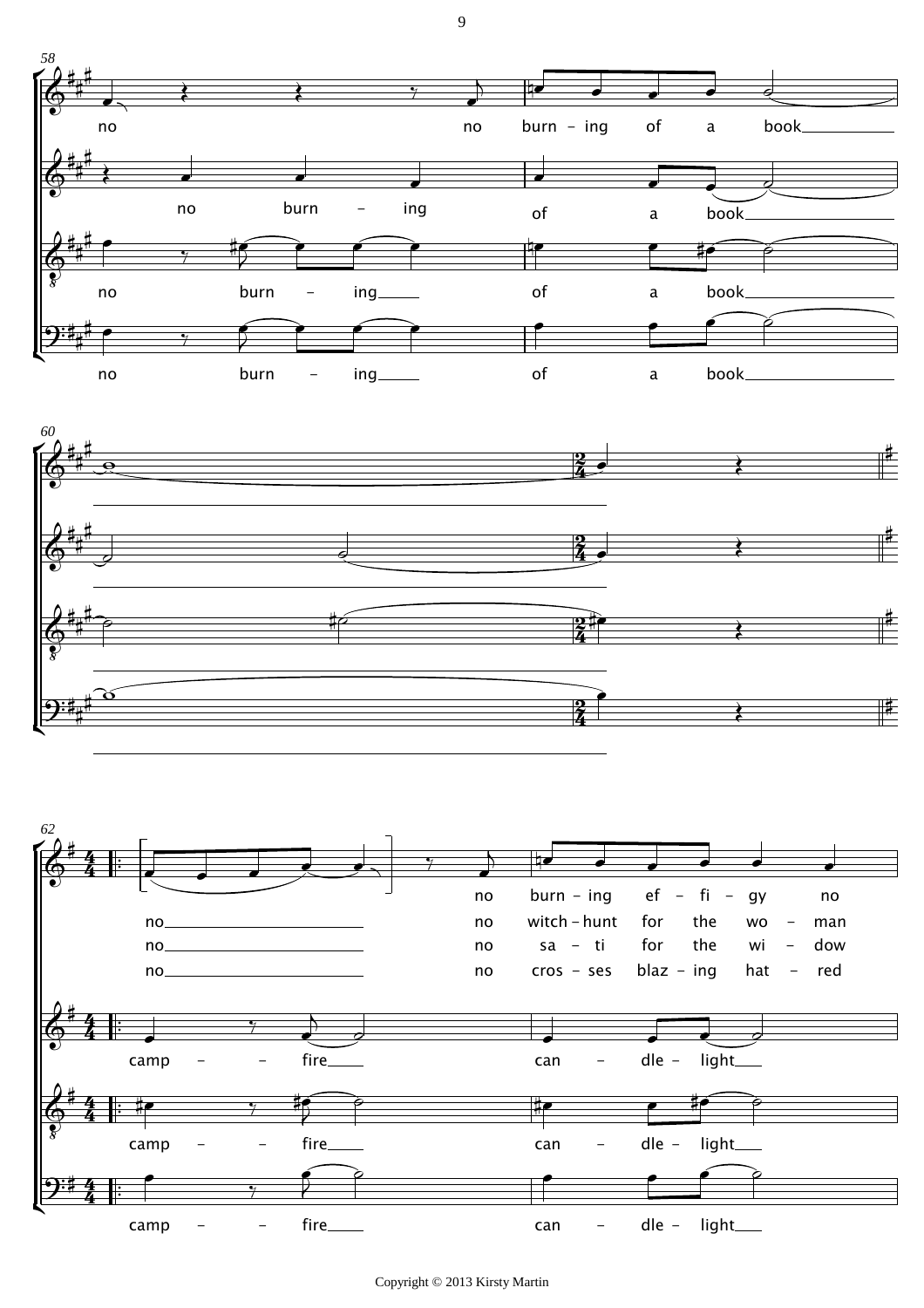58

no no burn – ing of a book

no burn – ing of a book

no burn – ing of a book

no burn – ing of a book

60

62

no no burn – ing ef – fi – gy no

no no witch – hunt for the wo – man

no no sa – ti for the wi – dow

no no cros – ses blaz – ing hat – red

camp – – fire can – dle – light

camp – – fire can – dle – light

camp – – fire can – dle – light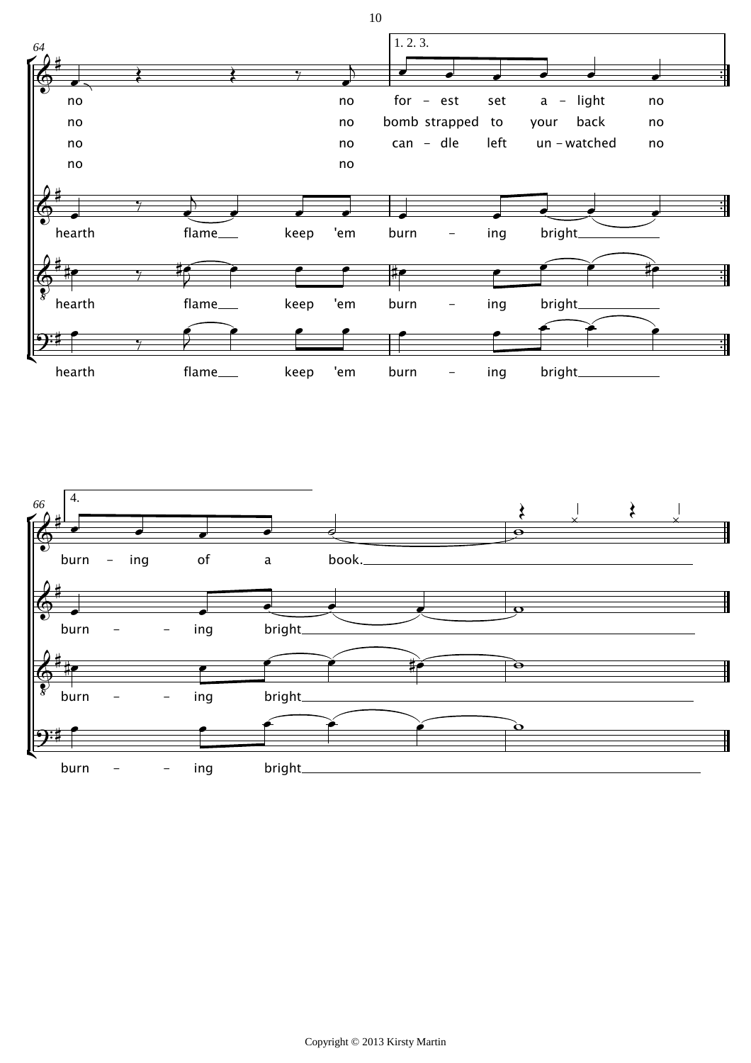64

1. 2. 3.

no no for – est set a – light no

no no bomb strapped to your back no

no no can – dle left un – watched no

no no

hearth flame keep 'em burn – ing bright

hearth flame keep 'em burn – ing bright

hearth flame keep 'em burn – ing bright

66

4.

burn – ing of a book.

burn – – ing bright

burn – – ing bright

burn – – ing bright

Copyright © 2013 Kirsty Martin